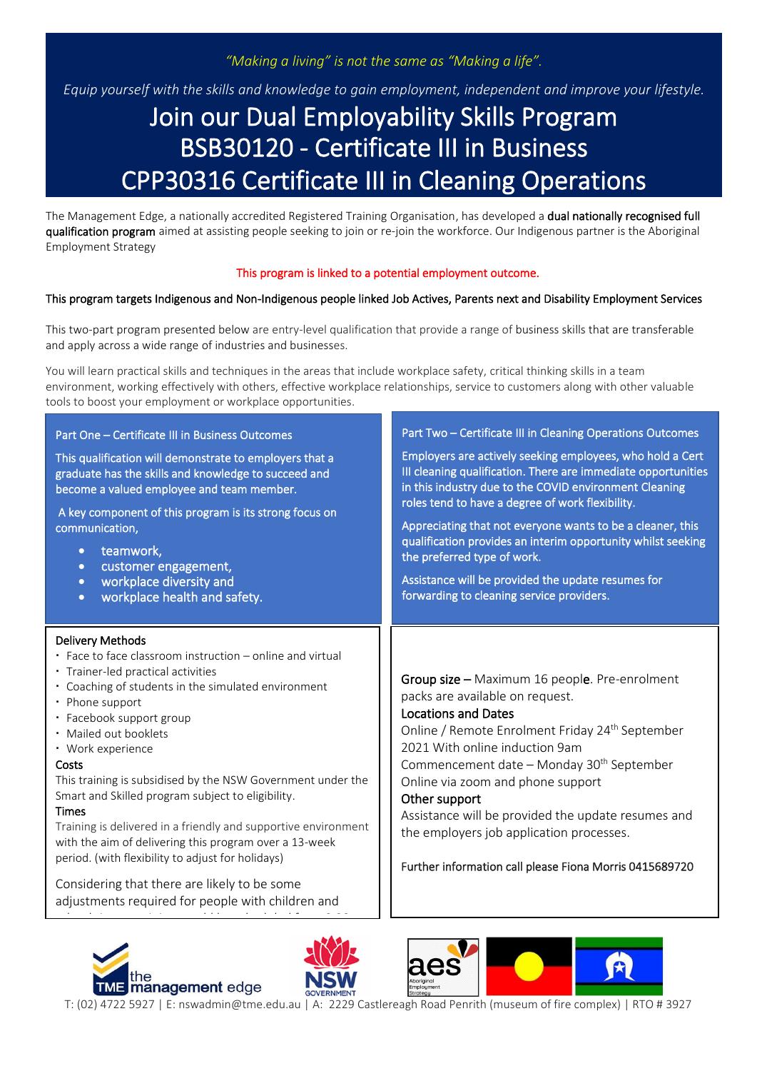*"Making a living" is not the same as "Making a life".*

*Equip yourself with the skills and knowledge to gain employment, independent and improve your lifestyle.*

# Join our Dual Employability Skills Program
# BSB30120 - Certificate III in Business
# CPP30316 Certificate III in Cleaning Operations

The Management Edge, a nationally accredited Registered Training Organisation, has developed a **dual nationally recognised full qualification program** aimed at assisting people seeking to join or re-join the workforce. Our Indigenous partner is the Aboriginal Employment Strategy

This program is linked to a potential employment outcome.

**This program targets Indigenous and Non-Indigenous people linked Job Actives, Parents next and Disability Employment Services**

This two-part program presented below are entry-level qualification that provide a range of business skills that are transferable and apply across a wide range of industries and businesses.

You will learn practical skills and techniques in the areas that include workplace safety, critical thinking skills in a team environment, working effectively with others, effective workplace relationships, service to customers along with other valuable tools to boost your employment or workplace opportunities.

## Part One – Certificate III in Business Outcomes

This qualification will demonstrate to employers that a graduate has the skills and knowledge to succeed and become a valued employee and team member.

A key component of this program is its strong focus on communication,

- teamwork,
- customer engagement,
- workplace diversity and
- workplace health and safety.

## Part Two – Certificate III in Cleaning Operations Outcomes

Employers are actively seeking employees, who hold a Cert III cleaning qualification. There are immediate opportunities in this industry due to the COVID environment Cleaning roles tend to have a degree of work flexibility.

Appreciating that not everyone wants to be a cleaner, this qualification provides an interim opportunity whilst seeking the preferred type of work.

Assistance will be provided the update resumes for forwarding to cleaning service providers.

### Delivery Methods

- Face to face classroom instruction – online and virtual
- Trainer-led practical activities
- Coaching of students in the simulated environment
- Phone support
- Facebook support group
- Mailed out booklets
- Work experience

### Costs

This training is subsidised by the NSW Government under the Smart and Skilled program subject to eligibility.

### Times

Training is delivered in a friendly and supportive environment with the aim of delivering this program over a 13-week period. (with flexibility to adjust for holidays)

Considering that there are likely to be some adjustments required for people with children and

**Group size –** Maximum 16 people. Pre-enrolment packs are available on request.

### Locations and Dates

Online / Remote Enrolment Friday 24th September 2021 With online induction 9am

Commencement date – Monday 30th September

Online via zoom and phone support

### Other support

Assistance will be provided the update resumes and the employers job application processes.

Further information call please Fiona Morris 0415689720

T: (02) 4722 5927 | E: nswadmin@tme.edu.au | A: 2229 Castlereagh Road Penrith (museum of fire complex) | RTO # 3927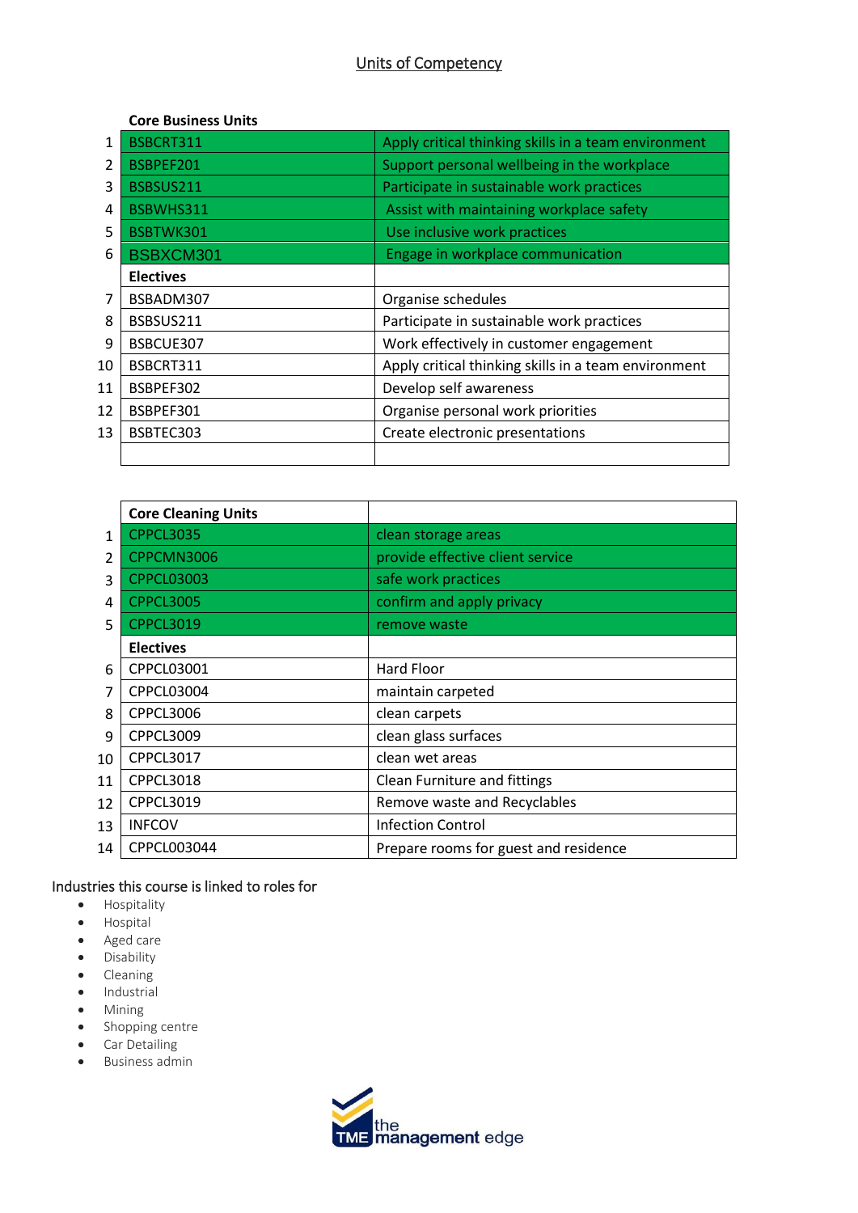## Units of Competency

| | Core Business Units | |
|---|---|---|
| 1 | BSBCRT311 | Apply critical thinking skills in a team environment |
| 2 | BSBPEF201 | Support personal wellbeing in the workplace |
| 3 | BSBSUS211 | Participate in sustainable work practices |
| 4 | BSBWHS311 | Assist with maintaining workplace safety |
| 5 | BSBTWK301 | Use inclusive work practices |
| 6 | BSBXCM301 | Engage in workplace communication |
| | **Electives** | |
| 7 | BSBADM307 | Organise schedules |
| 8 | BSBSUS211 | Participate in sustainable work practices |
| 9 | BSBCUE307 | Work effectively in customer engagement |
| 10 | BSBCRT311 | Apply critical thinking skills in a team environment |
| 11 | BSBPEF302 | Develop self awareness |
| 12 | BSBPEF301 | Organise personal work priorities |
| 13 | BSBTEC303 | Create electronic presentations |
| | | |

| | Core Cleaning Units | |
|---|---|---|
| 1 | CPPCL3035 | clean storage areas |
| 2 | CPPCMN3006 | provide effective client service |
| 3 | CPPCL03003 | safe work practices |
| 4 | CPPCL3005 | confirm and apply privacy |
| 5 | CPPCL3019 | remove waste |
| | **Electives** | |
| 6 | CPPCL03001 | Hard Floor |
| 7 | CPPCL03004 | maintain carpeted |
| 8 | CPPCL3006 | clean carpets |
| 9 | CPPCL3009 | clean glass surfaces |
| 10 | CPPCL3017 | clean wet areas |
| 11 | CPPCL3018 | Clean Furniture and fittings |
| 12 | CPPCL3019 | Remove waste and Recyclables |
| 13 | INFCOV | Infection Control |
| 14 | CPPCL003044 | Prepare rooms for guest and residence |

Industries this course is linked to roles for

- Hospitality
- Hospital
- Aged care
- Disability
- Cleaning
- Industrial
- Mining
- Shopping centre
- Car Detailing
- Business admin

TME the management edge